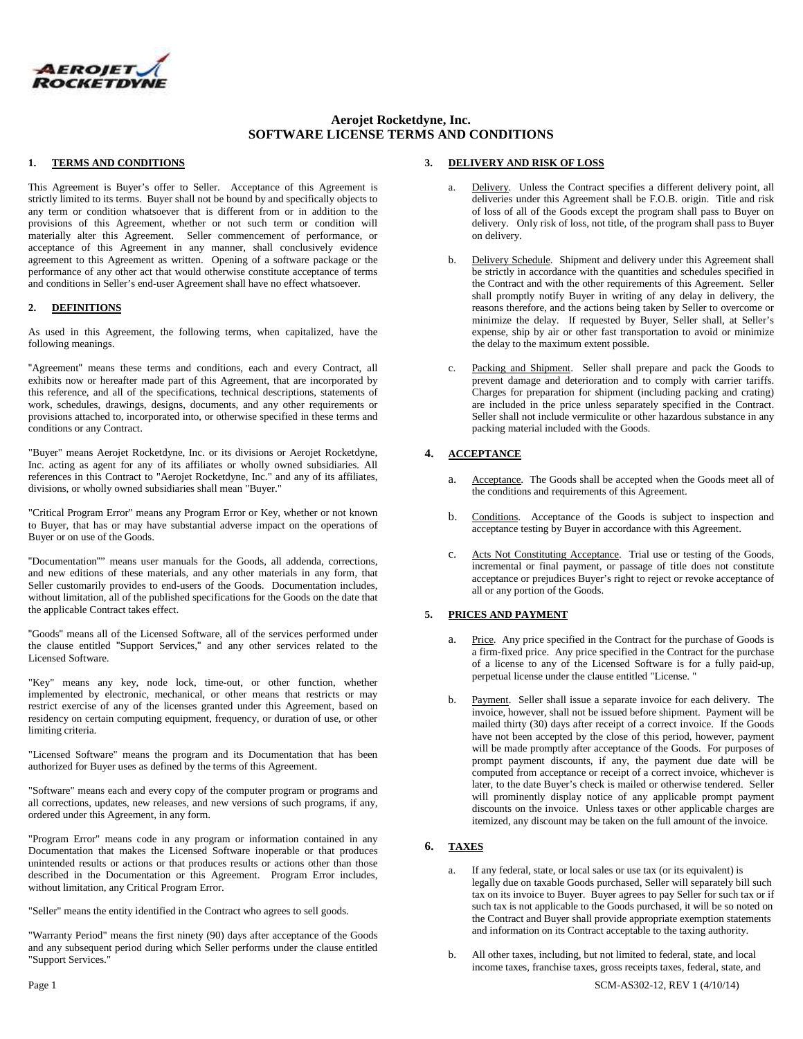# Aerojet Rocketdyne, Inc.
# SOFTWARE LICENSE TERMS AND CONDITIONS

## 1. TERMS AND CONDITIONS

This Agreement is Buyer's offer to Seller. Acceptance of this Agreement is strictly limited to its terms. Buyer shall not be bound by and specifically objects to any term or condition whatsoever that is different from or in addition to the provisions of this Agreement, whether or not such term or condition will materially alter this Agreement. Seller commencement of performance, or acceptance of this Agreement in any manner, shall conclusively evidence agreement to this Agreement as written. Opening of a software package or the performance of any other act that would otherwise constitute acceptance of terms and conditions in Seller's end-user Agreement shall have no effect whatsoever.

## 2. DEFINITIONS

As used in this Agreement, the following terms, when capitalized, have the following meanings.

"Agreement" means these terms and conditions, each and every Contract, all exhibits now or hereafter made part of this Agreement, that are incorporated by this reference, and all of the specifications, technical descriptions, statements of work, schedules, drawings, designs, documents, and any other requirements or provisions attached to, incorporated into, or otherwise specified in these terms and conditions or any Contract.

"Buyer" means Aerojet Rocketdyne, Inc. or its divisions or Aerojet Rocketdyne, Inc. acting as agent for any of its affiliates or wholly owned subsidiaries. All references in this Contract to "Aerojet Rocketdyne, Inc." and any of its affiliates, divisions, or wholly owned subsidiaries shall mean "Buyer."

"Critical Program Error" means any Program Error or Key, whether or not known to Buyer, that has or may have substantial adverse impact on the operations of Buyer or on use of the Goods.

"Documentation"" means user manuals for the Goods, all addenda, corrections, and new editions of these materials, and any other materials in any form, that Seller customarily provides to end-users of the Goods. Documentation includes, without limitation, all of the published specifications for the Goods on the date that the applicable Contract takes effect.

"Goods" means all of the Licensed Software, all of the services performed under the clause entitled "Support Services," and any other services related to the Licensed Software.

"Key" means any key, node lock, time-out, or other function, whether implemented by electronic, mechanical, or other means that restricts or may restrict exercise of any of the licenses granted under this Agreement, based on residency on certain computing equipment, frequency, or duration of use, or other limiting criteria.

"Licensed Software" means the program and its Documentation that has been authorized for Buyer uses as defined by the terms of this Agreement.

"Software" means each and every copy of the computer program or programs and all corrections, updates, new releases, and new versions of such programs, if any, ordered under this Agreement, in any form.

"Program Error" means code in any program or information contained in any Documentation that makes the Licensed Software inoperable or that produces unintended results or actions or that produces results or actions other than those described in the Documentation or this Agreement. Program Error includes, without limitation, any Critical Program Error.

"Seller" means the entity identified in the Contract who agrees to sell goods.

"Warranty Period" means the first ninety (90) days after acceptance of the Goods and any subsequent period during which Seller performs under the clause entitled "Support Services."

## 3. DELIVERY AND RISK OF LOSS

a. Delivery. Unless the Contract specifies a different delivery point, all deliveries under this Agreement shall be F.O.B. origin. Title and risk of loss of all of the Goods except the program shall pass to Buyer on delivery. Only risk of loss, not title, of the program shall pass to Buyer on delivery.

b. Delivery Schedule. Shipment and delivery under this Agreement shall be strictly in accordance with the quantities and schedules specified in the Contract and with the other requirements of this Agreement. Seller shall promptly notify Buyer in writing of any delay in delivery, the reasons therefore, and the actions being taken by Seller to overcome or minimize the delay. If requested by Buyer, Seller shall, at Seller's expense, ship by air or other fast transportation to avoid or minimize the delay to the maximum extent possible.

c. Packing and Shipment. Seller shall prepare and pack the Goods to prevent damage and deterioration and to comply with carrier tariffs. Charges for preparation for shipment (including packing and crating) are included in the price unless separately specified in the Contract. Seller shall not include vermiculite or other hazardous substance in any packing material included with the Goods.

## 4. ACCEPTANCE

a. Acceptance. The Goods shall be accepted when the Goods meet all of the conditions and requirements of this Agreement.

b. Conditions. Acceptance of the Goods is subject to inspection and acceptance testing by Buyer in accordance with this Agreement.

c. Acts Not Constituting Acceptance. Trial use or testing of the Goods, incremental or final payment, or passage of title does not constitute acceptance or prejudices Buyer's right to reject or revoke acceptance of all or any portion of the Goods.

## 5. PRICES AND PAYMENT

a. Price. Any price specified in the Contract for the purchase of Goods is a firm-fixed price. Any price specified in the Contract for the purchase of a license to any of the Licensed Software is for a fully paid-up, perpetual license under the clause entitled "License. "

b. Payment. Seller shall issue a separate invoice for each delivery. The invoice, however, shall not be issued before shipment. Payment will be mailed thirty (30) days after receipt of a correct invoice. If the Goods have not been accepted by the close of this period, however, payment will be made promptly after acceptance of the Goods. For purposes of prompt payment discounts, if any, the payment due date will be computed from acceptance or receipt of a correct invoice, whichever is later, to the date Buyer's check is mailed or otherwise tendered. Seller will prominently display notice of any applicable prompt payment discounts on the invoice. Unless taxes or other applicable charges are itemized, any discount may be taken on the full amount of the invoice.

## 6. TAXES

a. If any federal, state, or local sales or use tax (or its equivalent) is legally due on taxable Goods purchased, Seller will separately bill such tax on its invoice to Buyer. Buyer agrees to pay Seller for such tax or if such tax is not applicable to the Goods purchased, it will be so noted on the Contract and Buyer shall provide appropriate exemption statements and information on its Contract acceptable to the taxing authority.

b. All other taxes, including, but not limited to federal, state, and local income taxes, franchise taxes, gross receipts taxes, federal, state, and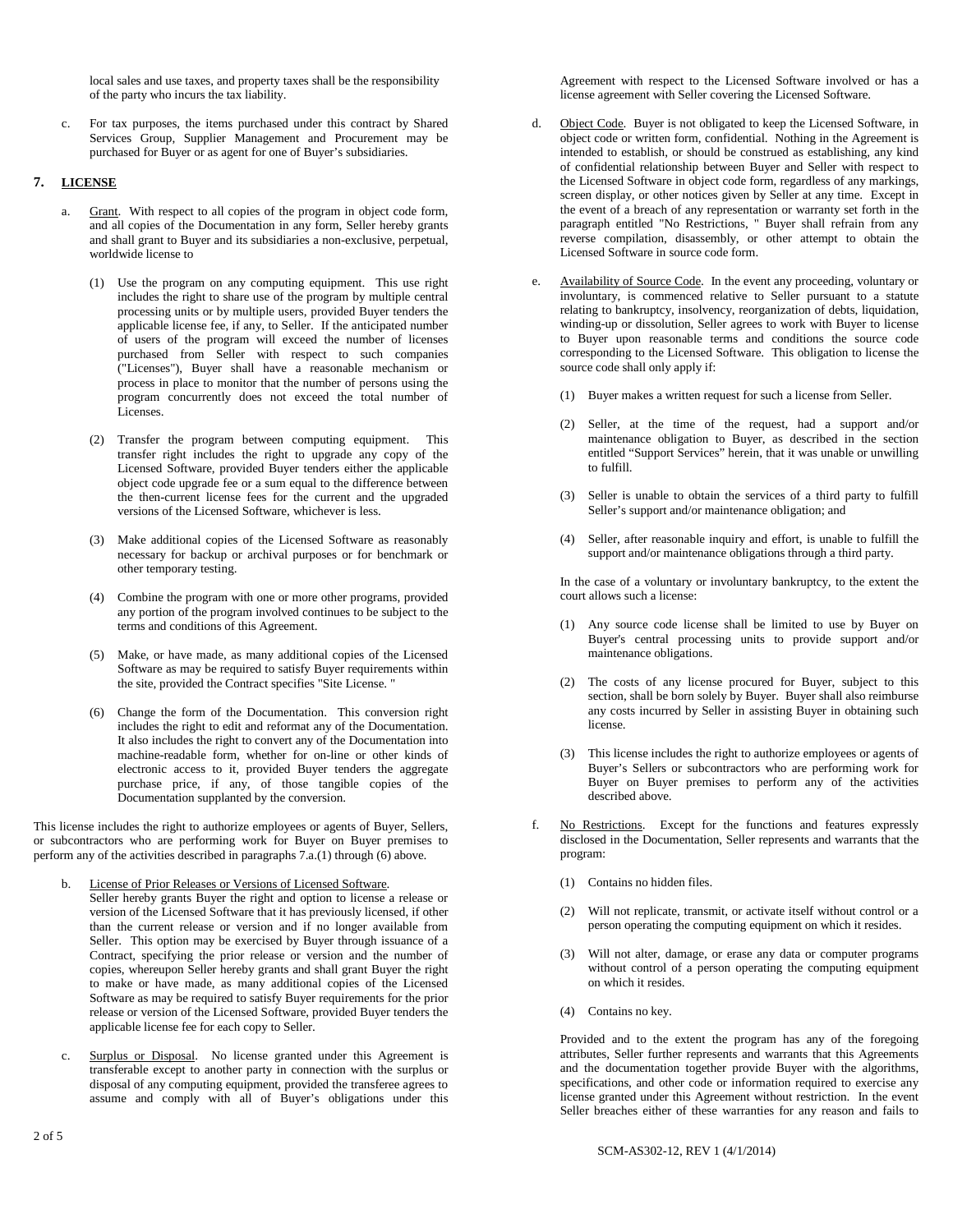local sales and use taxes, and property taxes shall be the responsibility of the party who incurs the tax liability.

c. For tax purposes, the items purchased under this contract by Shared Services Group, Supplier Management and Procurement may be purchased for Buyer or as agent for one of Buyer's subsidiaries.

## 7. LICENSE

a. Grant. With respect to all copies of the program in object code form, and all copies of the Documentation in any form, Seller hereby grants and shall grant to Buyer and its subsidiaries a non-exclusive, perpetual, worldwide license to

(1) Use the program on any computing equipment. This use right includes the right to share use of the program by multiple central processing units or by multiple users, provided Buyer tenders the applicable license fee, if any, to Seller. If the anticipated number of users of the program will exceed the number of licenses purchased from Seller with respect to such companies ("Licenses"), Buyer shall have a reasonable mechanism or process in place to monitor that the number of persons using the program concurrently does not exceed the total number of Licenses.

(2) Transfer the program between computing equipment. This transfer right includes the right to upgrade any copy of the Licensed Software, provided Buyer tenders either the applicable object code upgrade fee or a sum equal to the difference between the then-current license fees for the current and the upgraded versions of the Licensed Software, whichever is less.

(3) Make additional copies of the Licensed Software as reasonably necessary for backup or archival purposes or for benchmark or other temporary testing.

(4) Combine the program with one or more other programs, provided any portion of the program involved continues to be subject to the terms and conditions of this Agreement.

(5) Make, or have made, as many additional copies of the Licensed Software as may be required to satisfy Buyer requirements within the site, provided the Contract specifies "Site License. "

(6) Change the form of the Documentation. This conversion right includes the right to edit and reformat any of the Documentation. It also includes the right to convert any of the Documentation into machine-readable form, whether for on-line or other kinds of electronic access to it, provided Buyer tenders the aggregate purchase price, if any, of those tangible copies of the Documentation supplanted by the conversion.

This license includes the right to authorize employees or agents of Buyer, Sellers, or subcontractors who are performing work for Buyer on Buyer premises to perform any of the activities described in paragraphs 7.a.(1) through (6) above.

b. License of Prior Releases or Versions of Licensed Software. Seller hereby grants Buyer the right and option to license a release or version of the Licensed Software that it has previously licensed, if other than the current release or version and if no longer available from Seller. This option may be exercised by Buyer through issuance of a Contract, specifying the prior release or version and the number of copies, whereupon Seller hereby grants and shall grant Buyer the right to make or have made, as many additional copies of the Licensed Software as may be required to satisfy Buyer requirements for the prior release or version of the Licensed Software, provided Buyer tenders the applicable license fee for each copy to Seller.

c. Surplus or Disposal. No license granted under this Agreement is transferable except to another party in connection with the surplus or disposal of any computing equipment, provided the transferee agrees to assume and comply with all of Buyer's obligations under this Agreement with respect to the Licensed Software involved or has a license agreement with Seller covering the Licensed Software.

d. Object Code. Buyer is not obligated to keep the Licensed Software, in object code or written form, confidential. Nothing in the Agreement is intended to establish, or should be construed as establishing, any kind of confidential relationship between Buyer and Seller with respect to the Licensed Software in object code form, regardless of any markings, screen display, or other notices given by Seller at any time. Except in the event of a breach of any representation or warranty set forth in the paragraph entitled "No Restrictions, " Buyer shall refrain from any reverse compilation, disassembly, or other attempt to obtain the Licensed Software in source code form.

e. Availability of Source Code. In the event any proceeding, voluntary or involuntary, is commenced relative to Seller pursuant to a statute relating to bankruptcy, insolvency, reorganization of debts, liquidation, winding-up or dissolution, Seller agrees to work with Buyer to license to Buyer upon reasonable terms and conditions the source code corresponding to the Licensed Software. This obligation to license the source code shall only apply if:

(1) Buyer makes a written request for such a license from Seller.

(2) Seller, at the time of the request, had a support and/or maintenance obligation to Buyer, as described in the section entitled "Support Services" herein, that it was unable or unwilling to fulfill.

(3) Seller is unable to obtain the services of a third party to fulfill Seller's support and/or maintenance obligation; and

(4) Seller, after reasonable inquiry and effort, is unable to fulfill the support and/or maintenance obligations through a third party.

In the case of a voluntary or involuntary bankruptcy, to the extent the court allows such a license:

(1) Any source code license shall be limited to use by Buyer on Buyer's central processing units to provide support and/or maintenance obligations.

(2) The costs of any license procured for Buyer, subject to this section, shall be born solely by Buyer. Buyer shall also reimburse any costs incurred by Seller in assisting Buyer in obtaining such license.

(3) This license includes the right to authorize employees or agents of Buyer's Sellers or subcontractors who are performing work for Buyer on Buyer premises to perform any of the activities described above.

f. No Restrictions. Except for the functions and features expressly disclosed in the Documentation, Seller represents and warrants that the program:

(1) Contains no hidden files.

(2) Will not replicate, transmit, or activate itself without control or a person operating the computing equipment on which it resides.

(3) Will not alter, damage, or erase any data or computer programs without control of a person operating the computing equipment on which it resides.

(4) Contains no key.

Provided and to the extent the program has any of the foregoing attributes, Seller further represents and warrants that this Agreements and the documentation together provide Buyer with the algorithms, specifications, and other code or information required to exercise any license granted under this Agreement without restriction. In the event Seller breaches either of these warranties for any reason and fails to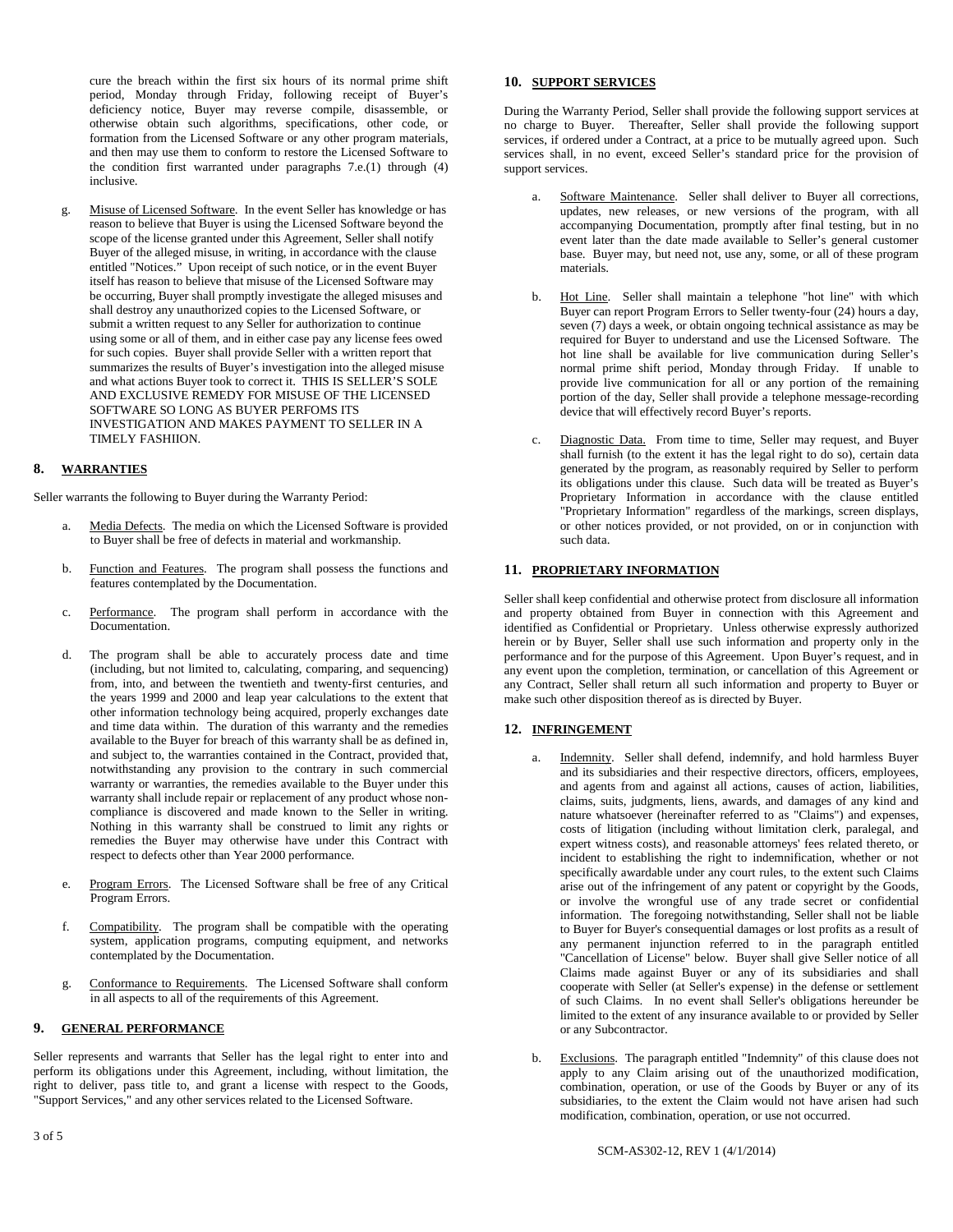cure the breach within the first six hours of its normal prime shift period, Monday through Friday, following receipt of Buyer's deficiency notice, Buyer may reverse compile, disassemble, or otherwise obtain such algorithms, specifications, other code, or formation from the Licensed Software or any other program materials, and then may use them to conform to restore the Licensed Software to the condition first warranted under paragraphs 7.e.(1) through (4) inclusive.

g. Misuse of Licensed Software. In the event Seller has knowledge or has reason to believe that Buyer is using the Licensed Software beyond the scope of the license granted under this Agreement, Seller shall notify Buyer of the alleged misuse, in writing, in accordance with the clause entitled "Notices." Upon receipt of such notice, or in the event Buyer itself has reason to believe that misuse of the Licensed Software may be occurring, Buyer shall promptly investigate the alleged misuses and shall destroy any unauthorized copies to the Licensed Software, or submit a written request to any Seller for authorization to continue using some or all of them, and in either case pay any license fees owed for such copies. Buyer shall provide Seller with a written report that summarizes the results of Buyer's investigation into the alleged misuse and what actions Buyer took to correct it. THIS IS SELLER'S SOLE AND EXCLUSIVE REMEDY FOR MISUSE OF THE LICENSED SOFTWARE SO LONG AS BUYER PERFOMS ITS INVESTIGATION AND MAKES PAYMENT TO SELLER IN A TIMELY FASHIION.

## 8. WARRANTIES

Seller warrants the following to Buyer during the Warranty Period:

a. Media Defects. The media on which the Licensed Software is provided to Buyer shall be free of defects in material and workmanship.

b. Function and Features. The program shall possess the functions and features contemplated by the Documentation.

c. Performance. The program shall perform in accordance with the Documentation.

d. The program shall be able to accurately process date and time (including, but not limited to, calculating, comparing, and sequencing) from, into, and between the twentieth and twenty-first centuries, and the years 1999 and 2000 and leap year calculations to the extent that other information technology being acquired, properly exchanges date and time data within. The duration of this warranty and the remedies available to the Buyer for breach of this warranty shall be as defined in, and subject to, the warranties contained in the Contract, provided that, notwithstanding any provision to the contrary in such commercial warranty or warranties, the remedies available to the Buyer under this warranty shall include repair or replacement of any product whose non-compliance is discovered and made known to the Seller in writing. Nothing in this warranty shall be construed to limit any rights or remedies the Buyer may otherwise have under this Contract with respect to defects other than Year 2000 performance.

e. Program Errors. The Licensed Software shall be free of any Critical Program Errors.

f. Compatibility. The program shall be compatible with the operating system, application programs, computing equipment, and networks contemplated by the Documentation.

g. Conformance to Requirements. The Licensed Software shall conform in all aspects to all of the requirements of this Agreement.

## 9. GENERAL PERFORMANCE

Seller represents and warrants that Seller has the legal right to enter into and perform its obligations under this Agreement, including, without limitation, the right to deliver, pass title to, and grant a license with respect to the Goods, "Support Services," and any other services related to the Licensed Software.

## 10. SUPPORT SERVICES

During the Warranty Period, Seller shall provide the following support services at no charge to Buyer. Thereafter, Seller shall provide the following support services, if ordered under a Contract, at a price to be mutually agreed upon. Such services shall, in no event, exceed Seller's standard price for the provision of support services.

a. Software Maintenance. Seller shall deliver to Buyer all corrections, updates, new releases, or new versions of the program, with all accompanying Documentation, promptly after final testing, but in no event later than the date made available to Seller's general customer base. Buyer may, but need not, use any, some, or all of these program materials.

b. Hot Line. Seller shall maintain a telephone "hot line" with which Buyer can report Program Errors to Seller twenty-four (24) hours a day, seven (7) days a week, or obtain ongoing technical assistance as may be required for Buyer to understand and use the Licensed Software. The hot line shall be available for live communication during Seller's normal prime shift period, Monday through Friday. If unable to provide live communication for all or any portion of the remaining portion of the day, Seller shall provide a telephone message-recording device that will effectively record Buyer's reports.

c. Diagnostic Data. From time to time, Seller may request, and Buyer shall furnish (to the extent it has the legal right to do so), certain data generated by the program, as reasonably required by Seller to perform its obligations under this clause. Such data will be treated as Buyer's Proprietary Information in accordance with the clause entitled "Proprietary Information" regardless of the markings, screen displays, or other notices provided, or not provided, on or in conjunction with such data.

## 11. PROPRIETARY INFORMATION

Seller shall keep confidential and otherwise protect from disclosure all information and property obtained from Buyer in connection with this Agreement and identified as Confidential or Proprietary. Unless otherwise expressly authorized herein or by Buyer, Seller shall use such information and property only in the performance and for the purpose of this Agreement. Upon Buyer's request, and in any event upon the completion, termination, or cancellation of this Agreement or any Contract, Seller shall return all such information and property to Buyer or make such other disposition thereof as is directed by Buyer.

## 12. INFRINGEMENT

a. Indemnity. Seller shall defend, indemnify, and hold harmless Buyer and its subsidiaries and their respective directors, officers, employees, and agents from and against all actions, causes of action, liabilities, claims, suits, judgments, liens, awards, and damages of any kind and nature whatsoever (hereinafter referred to as "Claims") and expenses, costs of litigation (including without limitation clerk, paralegal, and expert witness costs), and reasonable attorneys' fees related thereto, or incident to establishing the right to indemnification, whether or not specifically awardable under any court rules, to the extent such Claims arise out of the infringement of any patent or copyright by the Goods, or involve the wrongful use of any trade secret or confidential information. The foregoing notwithstanding, Seller shall not be liable to Buyer for Buyer's consequential damages or lost profits as a result of any permanent injunction referred to in the paragraph entitled "Cancellation of License" below. Buyer shall give Seller notice of all Claims made against Buyer or any of its subsidiaries and shall cooperate with Seller (at Seller's expense) in the defense or settlement of such Claims. In no event shall Seller's obligations hereunder be limited to the extent of any insurance available to or provided by Seller or any Subcontractor.

b. Exclusions. The paragraph entitled "Indemnity" of this clause does not apply to any Claim arising out of the unauthorized modification, combination, operation, or use of the Goods by Buyer or any of its subsidiaries, to the extent the Claim would not have arisen had such modification, combination, operation, or use not occurred.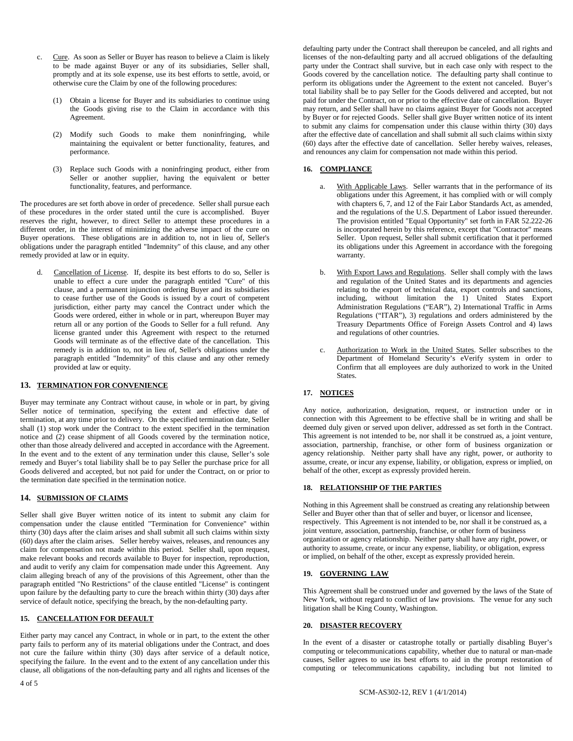c. Cure. As soon as Seller or Buyer has reason to believe a Claim is likely to be made against Buyer or any of its subsidiaries, Seller shall, promptly and at its sole expense, use its best efforts to settle, avoid, or otherwise cure the Claim by one of the following procedures:

   (1) Obtain a license for Buyer and its subsidiaries to continue using the Goods giving rise to the Claim in accordance with this Agreement.

   (2) Modify such Goods to make them noninfringing, while maintaining the equivalent or better functionality, features, and performance.

   (3) Replace such Goods with a noninfringing product, either from Seller or another supplier, having the equivalent or better functionality, features, and performance.

The procedures are set forth above in order of precedence. Seller shall pursue each of these procedures in the order stated until the cure is accomplished. Buyer reserves the right, however, to direct Seller to attempt these procedures in a different order, in the interest of minimizing the adverse impact of the cure on Buyer operations. These obligations are in addition to, not in lieu of, Seller's obligations under the paragraph entitled "Indemnity" of this clause, and any other remedy provided at law or in equity.

d. Cancellation of License. If, despite its best efforts to do so, Seller is unable to effect a cure under the paragraph entitled "Cure" of this clause, and a permanent injunction ordering Buyer and its subsidiaries to cease further use of the Goods is issued by a court of competent jurisdiction, either party may cancel the Contract under which the Goods were ordered, either in whole or in part, whereupon Buyer may return all or any portion of the Goods to Seller for a full refund. Any license granted under this Agreement with respect to the returned Goods will terminate as of the effective date of the cancellation. This remedy is in addition to, not in lieu of, Seller's obligations under the paragraph entitled "Indemnity" of this clause and any other remedy provided at law or in equity.

## 13. TERMINATION FOR CONVENIENCE

Buyer may terminate any Contract without cause, in whole or in part, by giving Seller notice of termination, specifying the extent and effective date of termination, at any time prior to delivery. On the specified termination date, Seller shall (1) stop work under the Contract to the extent specified in the termination notice and (2) cease shipment of all Goods covered by the termination notice, other than those already delivered and accepted in accordance with the Agreement. In the event and to the extent of any termination under this clause, Seller's sole remedy and Buyer's total liability shall be to pay Seller the purchase price for all Goods delivered and accepted, but not paid for under the Contract, on or prior to the termination date specified in the termination notice.

## 14. SUBMISSION OF CLAIMS

Seller shall give Buyer written notice of its intent to submit any claim for compensation under the clause entitled "Termination for Convenience" within thirty (30) days after the claim arises and shall submit all such claims within sixty (60) days after the claim arises. Seller hereby waives, releases, and renounces any claim for compensation not made within this period. Seller shall, upon request, make relevant books and records available to Buyer for inspection, reproduction, and audit to verify any claim for compensation made under this Agreement. Any claim alleging breach of any of the provisions of this Agreement, other than the paragraph entitled "No Restrictions" of the clause entitled "License" is contingent upon failure by the defaulting party to cure the breach within thirty (30) days after service of default notice, specifying the breach, by the non-defaulting party.

## 15. CANCELLATION FOR DEFAULT

Either party may cancel any Contract, in whole or in part, to the extent the other party fails to perform any of its material obligations under the Contract, and does not cure the failure within thirty (30) days after service of a default notice, specifying the failure. In the event and to the extent of any cancellation under this clause, all obligations of the non-defaulting party and all rights and licenses of the defaulting party under the Contract shall thereupon be canceled, and all rights and licenses of the non-defaulting party and all accrued obligations of the defaulting party under the Contract shall survive, but in each case only with respect to the Goods covered by the cancellation notice. The defaulting party shall continue to perform its obligations under the Agreement to the extent not canceled. Buyer's total liability shall be to pay Seller for the Goods delivered and accepted, but not paid for under the Contract, on or prior to the effective date of cancellation. Buyer may return, and Seller shall have no claims against Buyer for Goods not accepted by Buyer or for rejected Goods. Seller shall give Buyer written notice of its intent to submit any claims for compensation under this clause within thirty (30) days after the effective date of cancellation and shall submit all such claims within sixty (60) days after the effective date of cancellation. Seller hereby waives, releases, and renounces any claim for compensation not made within this period.

## 16. COMPLIANCE

a. With Applicable Laws. Seller warrants that in the performance of its obligations under this Agreement, it has complied with or will comply with chapters 6, 7, and 12 of the Fair Labor Standards Act, as amended, and the regulations of the U.S. Department of Labor issued thereunder. The provision entitled "Equal Opportunity" set forth in FAR 52.222-26 is incorporated herein by this reference, except that "Contractor" means Seller. Upon request, Seller shall submit certification that it performed its obligations under this Agreement in accordance with the foregoing warranty.

b. With Export Laws and Regulations. Seller shall comply with the laws and regulation of the United States and its departments and agencies relating to the export of technical data, export controls and sanctions, including, without limitation the 1) United States Export Administration Regulations ("EAR"), 2) International Traffic in Arms Regulations ("ITAR"), 3) regulations and orders administered by the Treasury Departments Office of Foreign Assets Control and 4) laws and regulations of other countries.

c. Authorization to Work in the United States. Seller subscribes to the Department of Homeland Security's eVerify system in order to Confirm that all employees are duly authorized to work in the United States.

## 17. NOTICES

Any notice, authorization, designation, request, or instruction under or in connection with this Agreement to be effective shall be in writing and shall be deemed duly given or served upon deliver, addressed as set forth in the Contract. This agreement is not intended to be, nor shall it be construed as, a joint venture, association, partnership, franchise, or other form of business organization or agency relationship. Neither party shall have any right, power, or authority to assume, create, or incur any expense, liability, or obligation, express or implied, on behalf of the other, except as expressly provided herein.

## 18. RELATIONSHIP OF THE PARTIES

Nothing in this Agreement shall be construed as creating any relationship between Seller and Buyer other than that of seller and buyer, or licensor and licensee, respectively. This Agreement is not intended to be, nor shall it be construed as, a joint venture, association, partnership, franchise, or other form of business organization or agency relationship. Neither party shall have any right, power, or authority to assume, create, or incur any expense, liability, or obligation, express or implied, on behalf of the other, except as expressly provided herein.

## 19. GOVERNING LAW

This Agreement shall be construed under and governed by the laws of the State of New York, without regard to conflict of law provisions. The venue for any such litigation shall be King County, Washington.

## 20. DISASTER RECOVERY

In the event of a disaster or catastrophe totally or partially disabling Buyer's computing or telecommunications capability, whether due to natural or man-made causes, Seller agrees to use its best efforts to aid in the prompt restoration of computing or telecommunications capability, including but not limited to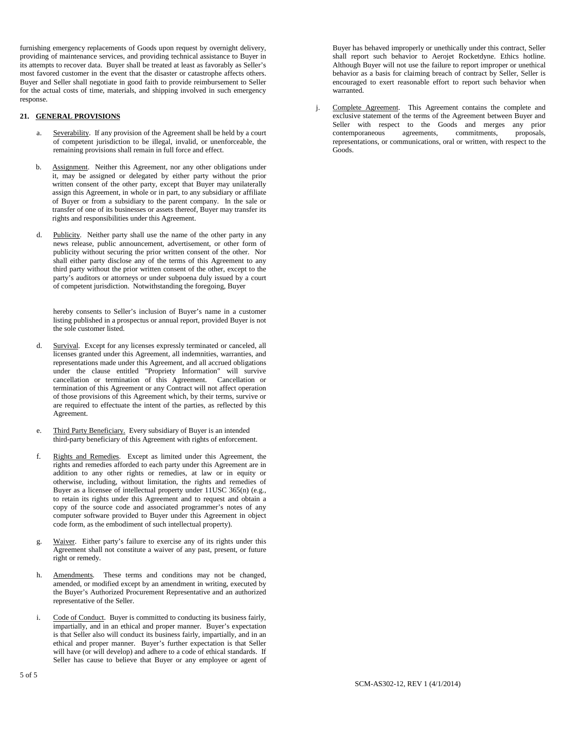furnishing emergency replacements of Goods upon request by overnight delivery, providing of maintenance services, and providing technical assistance to Buyer in its attempts to recover data. Buyer shall be treated at least as favorably as Seller's most favored customer in the event that the disaster or catastrophe affects others. Buyer and Seller shall negotiate in good faith to provide reimbursement to Seller for the actual costs of time, materials, and shipping involved in such emergency response.

## 21. GENERAL PROVISIONS

a. Severability. If any provision of the Agreement shall be held by a court of competent jurisdiction to be illegal, invalid, or unenforceable, the remaining provisions shall remain in full force and effect.

b. Assignment. Neither this Agreement, nor any other obligations under it, may be assigned or delegated by either party without the prior written consent of the other party, except that Buyer may unilaterally assign this Agreement, in whole or in part, to any subsidiary or affiliate of Buyer or from a subsidiary to the parent company. In the sale or transfer of one of its businesses or assets thereof, Buyer may transfer its rights and responsibilities under this Agreement.

d. Publicity. Neither party shall use the name of the other party in any news release, public announcement, advertisement, or other form of publicity without securing the prior written consent of the other. Nor shall either party disclose any of the terms of this Agreement to any third party without the prior written consent of the other, except to the party's auditors or attorneys or under subpoena duly issued by a court of competent jurisdiction. Notwithstanding the foregoing, Buyer hereby consents to Seller's inclusion of Buyer's name in a customer listing published in a prospectus or annual report, provided Buyer is not the sole customer listed.

d. Survival. Except for any licenses expressly terminated or canceled, all licenses granted under this Agreement, all indemnities, warranties, and representations made under this Agreement, and all accrued obligations under the clause entitled "Propriety Information" will survive cancellation or termination of this Agreement. Cancellation or termination of this Agreement or any Contract will not affect operation of those provisions of this Agreement which, by their terms, survive or are required to effectuate the intent of the parties, as reflected by this Agreement.

e. Third Party Beneficiary. Every subsidiary of Buyer is an intended third-party beneficiary of this Agreement with rights of enforcement.

f. Rights and Remedies. Except as limited under this Agreement, the rights and remedies afforded to each party under this Agreement are in addition to any other rights or remedies, at law or in equity or otherwise, including, without limitation, the rights and remedies of Buyer as a licensee of intellectual property under 11USC 365(n) (e.g., to retain its rights under this Agreement and to request and obtain a copy of the source code and associated programmer's notes of any computer software provided to Buyer under this Agreement in object code form, as the embodiment of such intellectual property).

g. Waiver. Either party's failure to exercise any of its rights under this Agreement shall not constitute a waiver of any past, present, or future right or remedy.

h. Amendments. These terms and conditions may not be changed, amended, or modified except by an amendment in writing, executed by the Buyer's Authorized Procurement Representative and an authorized representative of the Seller.

i. Code of Conduct. Buyer is committed to conducting its business fairly, impartially, and in an ethical and proper manner. Buyer's expectation is that Seller also will conduct its business fairly, impartially, and in an ethical and proper manner. Buyer's further expectation is that Seller will have (or will develop) and adhere to a code of ethical standards. If Seller has cause to believe that Buyer or any employee or agent of Buyer has behaved improperly or unethically under this contract, Seller shall report such behavior to Aerojet Rocketdyne. Ethics hotline. Although Buyer will not use the failure to report improper or unethical behavior as a basis for claiming breach of contract by Seller, Seller is encouraged to exert reasonable effort to report such behavior when warranted.

j. Complete Agreement. This Agreement contains the complete and exclusive statement of the terms of the Agreement between Buyer and Seller with respect to the Goods and merges any prior contemporaneous agreements, commitments, proposals, representations, or communications, oral or written, with respect to the Goods.